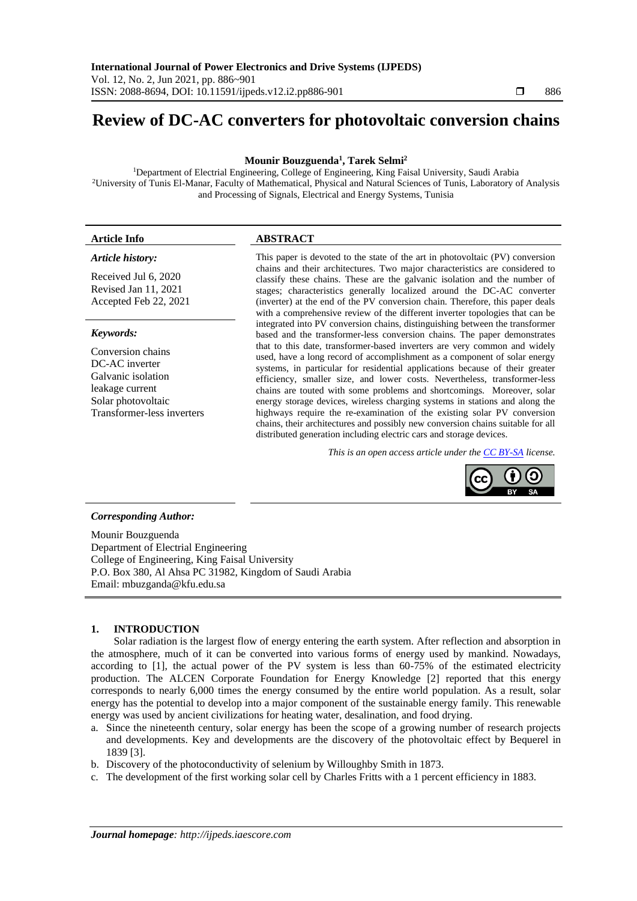# Review of DC-AC converters for photovoltaic conversion chains

**Mounir Bouzguenda[1], Tarek Selmi[2]**

[1]Department of Electrial Engineering, College of Engineering, King Faisal University, Saudi Arabia
[2]University of Tunis El-Manar, Faculty of Mathematical, Physical and Natural Sciences of Tunis, Laboratory of Analysis and Processing of Signals, Electrical and Energy Systems, Tunisia

**Article Info**

***Article history:***

Received Jul 6, 2020
Revised Jan 11, 2021
Accepted Feb 22, 2021

***Keywords:***

Conversion chains
DC-AC inverter
Galvanic isolation
leakage current
Solar photovoltaic
Transformer-less inverters

**ABSTRACT**

This paper is devoted to the state of the art in photovoltaic (PV) conversion chains and their architectures. Two major characteristics are considered to classify these chains. These are the galvanic isolation and the number of stages; characteristics generally localized around the DC-AC converter (inverter) at the end of the PV conversion chain. Therefore, this paper deals with a comprehensive review of the different inverter topologies that can be integrated into PV conversion chains, distinguishing between the transformer based and the transformer-less conversion chains. The paper demonstrates that to this date, transformer-based inverters are very common and widely used, have a long record of accomplishment as a component of solar energy systems, in particular for residential applications because of their greater efficiency, smaller size, and lower costs. Nevertheless, transformer-less chains are touted with some problems and shortcomings. Moreover, solar energy storage devices, wireless charging systems in stations and along the highways require the re-examination of the existing solar PV conversion chains, their architectures and possibly new conversion chains suitable for all distributed generation including electric cars and storage devices.

*This is an open access article under the CC BY-SA license.*

***Corresponding Author:***

Mounir Bouzguenda
Department of Electrial Engineering
College of Engineering, King Faisal University
P.O. Box 380, Al Ahsa PC 31982, Kingdom of Saudi Arabia
Email: mbuzganda@kfu.edu.sa

## 1. INTRODUCTION

Solar radiation is the largest flow of energy entering the earth system. After reflection and absorption in the atmosphere, much of it can be converted into various forms of energy used by mankind. Nowadays, according to [1], the actual power of the PV system is less than 60-75% of the estimated electricity production. The ALCEN Corporate Foundation for Energy Knowledge [2] reported that this energy corresponds to nearly 6,000 times the energy consumed by the entire world population. As a result, solar energy has the potential to develop into a major component of the sustainable energy family. This renewable energy was used by ancient civilizations for heating water, desalination, and food drying.

a. Since the nineteenth century, solar energy has been the scope of a growing number of research projects and developments. Key and developments are the discovery of the photovoltaic effect by Bequerel in 1839 [3].
b. Discovery of the photoconductivity of selenium by Willoughby Smith in 1873.
c. The development of the first working solar cell by Charles Fritts with a 1 percent efficiency in 1883.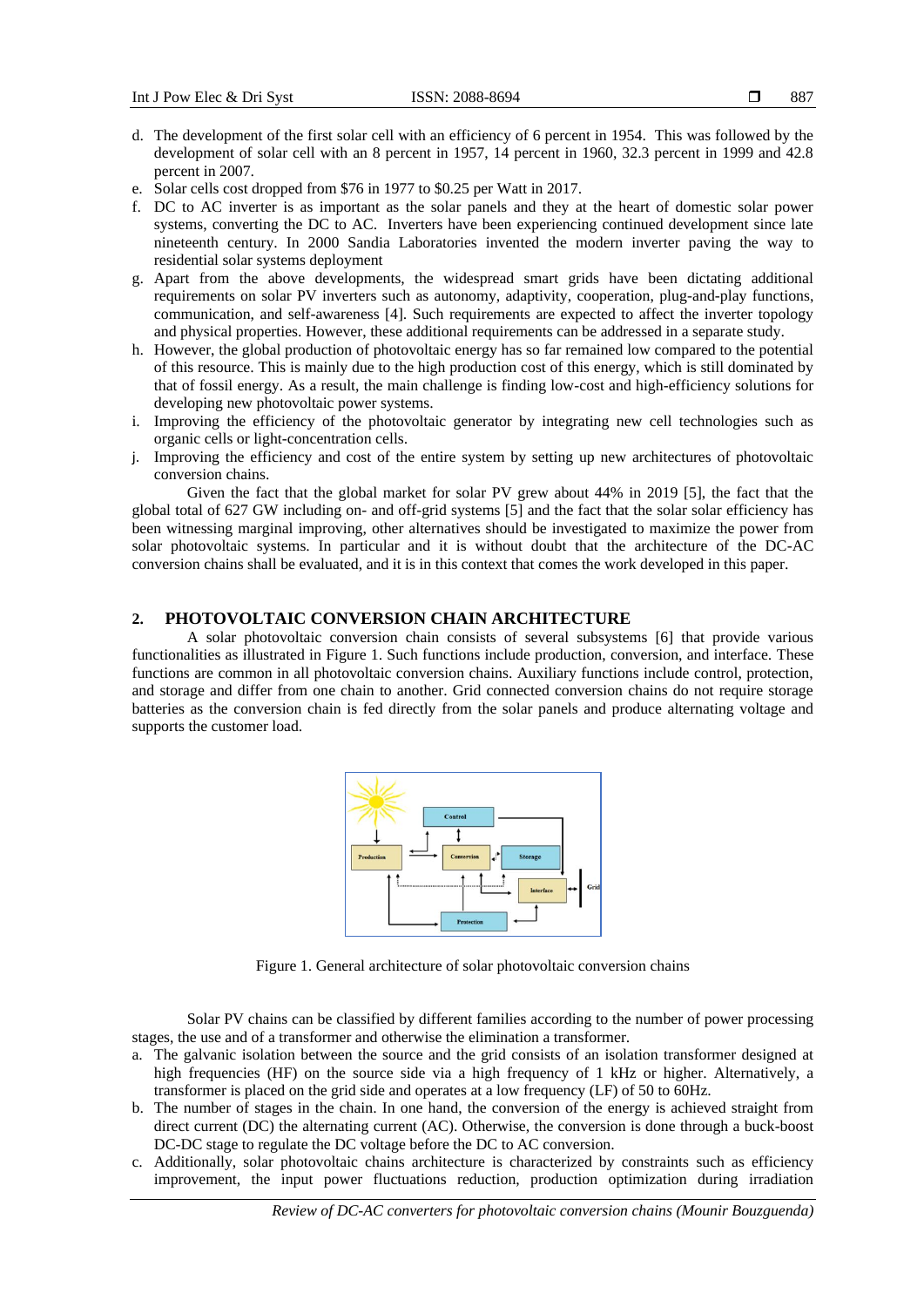d. The development of the first solar cell with an efficiency of 6 percent in 1954. This was followed by the development of solar cell with an 8 percent in 1957, 14 percent in 1960, 32.3 percent in 1999 and 42.8 percent in 2007.
e. Solar cells cost dropped from \$76 in 1977 to \$0.25 per Watt in 2017.
f. DC to AC inverter is as important as the solar panels and they at the heart of domestic solar power systems, converting the DC to AC. Inverters have been experiencing continued development since late nineteenth century. In 2000 Sandia Laboratories invented the modern inverter paving the way to residential solar systems deployment
g. Apart from the above developments, the widespread smart grids have been dictating additional requirements on solar PV inverters such as autonomy, adaptivity, cooperation, plug-and-play functions, communication, and self-awareness [4]. Such requirements are expected to affect the inverter topology and physical properties. However, these additional requirements can be addressed in a separate study.
h. However, the global production of photovoltaic energy has so far remained low compared to the potential of this resource. This is mainly due to the high production cost of this energy, which is still dominated by that of fossil energy. As a result, the main challenge is finding low-cost and high-efficiency solutions for developing new photovoltaic power systems.
i. Improving the efficiency of the photovoltaic generator by integrating new cell technologies such as organic cells or light-concentration cells.
j. Improving the efficiency and cost of the entire system by setting up new architectures of photovoltaic conversion chains.

Given the fact that the global market for solar PV grew about 44% in 2019 [5], the fact that the global total of 627 GW including on- and off-grid systems [5] and the fact that the solar solar efficiency has been witnessing marginal improving, other alternatives should be investigated to maximize the power from solar photovoltaic systems. In particular and it is without doubt that the architecture of the DC-AC conversion chains shall be evaluated, and it is in this context that comes the work developed in this paper.

## 2. PHOTOVOLTAIC CONVERSION CHAIN ARCHITECTURE

A solar photovoltaic conversion chain consists of several subsystems [6] that provide various functionalities as illustrated in Figure 1. Such functions include production, conversion, and interface. These functions are common in all photovoltaic conversion chains. Auxiliary functions include control, protection, and storage and differ from one chain to another. Grid connected conversion chains do not require storage batteries as the conversion chain is fed directly from the solar panels and produce alternating voltage and supports the customer load.

Figure 1. General architecture of solar photovoltaic conversion chains

Solar PV chains can be classified by different families according to the number of power processing stages, the use and of a transformer and otherwise the elimination a transformer.

a. The galvanic isolation between the source and the grid consists of an isolation transformer designed at high frequencies (HF) on the source side via a high frequency of 1 kHz or higher. Alternatively, a transformer is placed on the grid side and operates at a low frequency (LF) of 50 to 60Hz.
b. The number of stages in the chain. In one hand, the conversion of the energy is achieved straight from direct current (DC) the alternating current (AC). Otherwise, the conversion is done through a buck-boost DC-DC stage to regulate the DC voltage before the DC to AC conversion.
c. Additionally, solar photovoltaic chains architecture is characterized by constraints such as efficiency improvement, the input power fluctuations reduction, production optimization during irradiation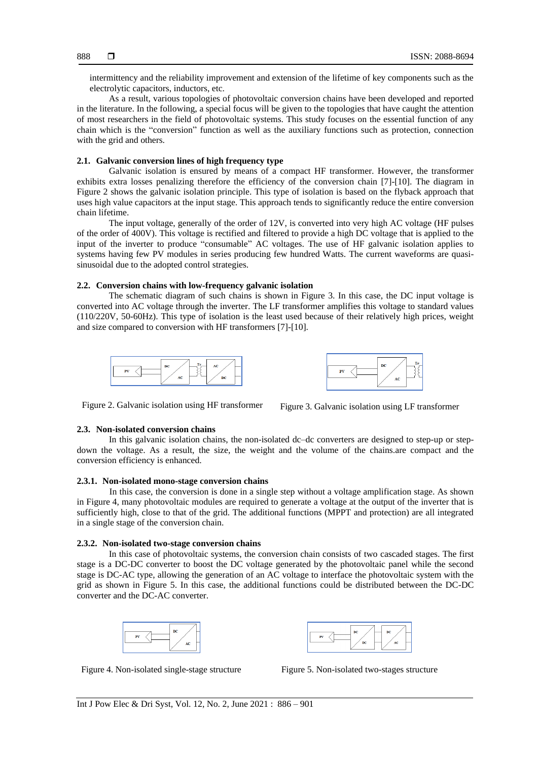intermittency and the reliability improvement and extension of the lifetime of key components such as the electrolytic capacitors, inductors, etc.

As a result, various topologies of photovoltaic conversion chains have been developed and reported in the literature. In the following, a special focus will be given to the topologies that have caught the attention of most researchers in the field of photovoltaic systems. This study focuses on the essential function of any chain which is the "conversion" function as well as the auxiliary functions such as protection, connection with the grid and others.

### 2.1. Galvanic conversion lines of high frequency type

Galvanic isolation is ensured by means of a compact HF transformer. However, the transformer exhibits extra losses penalizing therefore the efficiency of the conversion chain [7]-[10]. The diagram in Figure 2 shows the galvanic isolation principle. This type of isolation is based on the flyback approach that uses high value capacitors at the input stage. This approach tends to significantly reduce the entire conversion chain lifetime.

The input voltage, generally of the order of 12V, is converted into very high AC voltage (HF pulses of the order of 400V). This voltage is rectified and filtered to provide a high DC voltage that is applied to the input of the inverter to produce "consumable" AC voltages. The use of HF galvanic isolation applies to systems having few PV modules in series producing few hundred Watts. The current waveforms are quasi-sinusoidal due to the adopted control strategies.

### 2.2. Conversion chains with low-frequency galvanic isolation

The schematic diagram of such chains is shown in Figure 3. In this case, the DC input voltage is converted into AC voltage through the inverter. The LF transformer amplifies this voltage to standard values (110/220V, 50-60Hz). This type of isolation is the least used because of their relatively high prices, weight and size compared to conversion with HF transformers [7]-[10].

Figure 2. Galvanic isolation using HF transformer

Figure 3. Galvanic isolation using LF transformer

### 2.3. Non-isolated conversion chains

In this galvanic isolation chains, the non-isolated dc–dc converters are designed to step-up or step-down the voltage. As a result, the size, the weight and the volume of the chains.are compact and the conversion efficiency is enhanced.

#### 2.3.1. Non-isolated mono-stage conversion chains

In this case, the conversion is done in a single step without a voltage amplification stage. As shown in Figure 4, many photovoltaic modules are required to generate a voltage at the output of the inverter that is sufficiently high, close to that of the grid. The additional functions (MPPT and protection) are all integrated in a single stage of the conversion chain.

#### 2.3.2. Non-isolated two-stage conversion chains

In this case of photovoltaic systems, the conversion chain consists of two cascaded stages. The first stage is a DC-DC converter to boost the DC voltage generated by the photovoltaic panel while the second stage is DC-AC type, allowing the generation of an AC voltage to interface the photovoltaic system with the grid as shown in Figure 5. In this case, the additional functions could be distributed between the DC-DC converter and the DC-AC converter.

Figure 4. Non-isolated single-stage structure

Figure 5. Non-isolated two-stages structure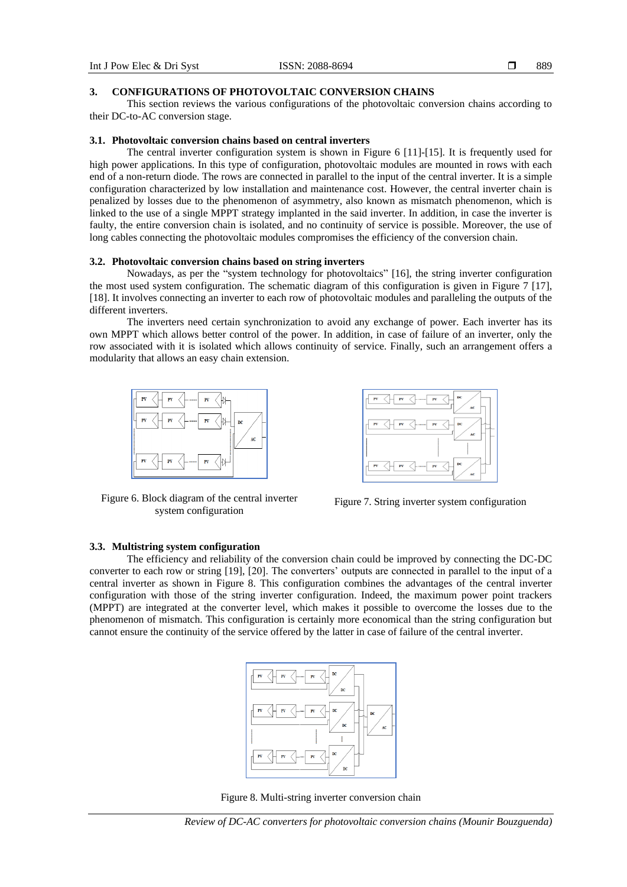## 3. CONFIGURATIONS OF PHOTOVOLTAIC CONVERSION CHAINS

This section reviews the various configurations of the photovoltaic conversion chains according to their DC-to-AC conversion stage.

### 3.1. Photovoltaic conversion chains based on central inverters

The central inverter configuration system is shown in Figure 6 [11]-[15]. It is frequently used for high power applications. In this type of configuration, photovoltaic modules are mounted in rows with each end of a non-return diode. The rows are connected in parallel to the input of the central inverter. It is a simple configuration characterized by low installation and maintenance cost. However, the central inverter chain is penalized by losses due to the phenomenon of asymmetry, also known as mismatch phenomenon, which is linked to the use of a single MPPT strategy implanted in the said inverter. In addition, in case the inverter is faulty, the entire conversion chain is isolated, and no continuity of service is possible. Moreover, the use of long cables connecting the photovoltaic modules compromises the efficiency of the conversion chain.

### 3.2. Photovoltaic conversion chains based on string inverters

Nowadays, as per the "system technology for photovoltaics" [16], the string inverter configuration the most used system configuration. The schematic diagram of this configuration is given in Figure 7 [17], [18]. It involves connecting an inverter to each row of photovoltaic modules and paralleling the outputs of the different inverters.

The inverters need certain synchronization to avoid any exchange of power. Each inverter has its own MPPT which allows better control of the power. In addition, in case of failure of an inverter, only the row associated with it is isolated which allows continuity of service. Finally, such an arrangement offers a modularity that allows an easy chain extension.

Figure 6. Block diagram of the central inverter system configuration

Figure 7. String inverter system configuration

### 3.3. Multistring system configuration

The efficiency and reliability of the conversion chain could be improved by connecting the DC-DC converter to each row or string [19], [20]. The converters' outputs are connected in parallel to the input of a central inverter as shown in Figure 8. This configuration combines the advantages of the central inverter configuration with those of the string inverter configuration. Indeed, the maximum power point trackers (MPPT) are integrated at the converter level, which makes it possible to overcome the losses due to the phenomenon of mismatch. This configuration is certainly more economical than the string configuration but cannot ensure the continuity of the service offered by the latter in case of failure of the central inverter.

Figure 8. Multi-string inverter conversion chain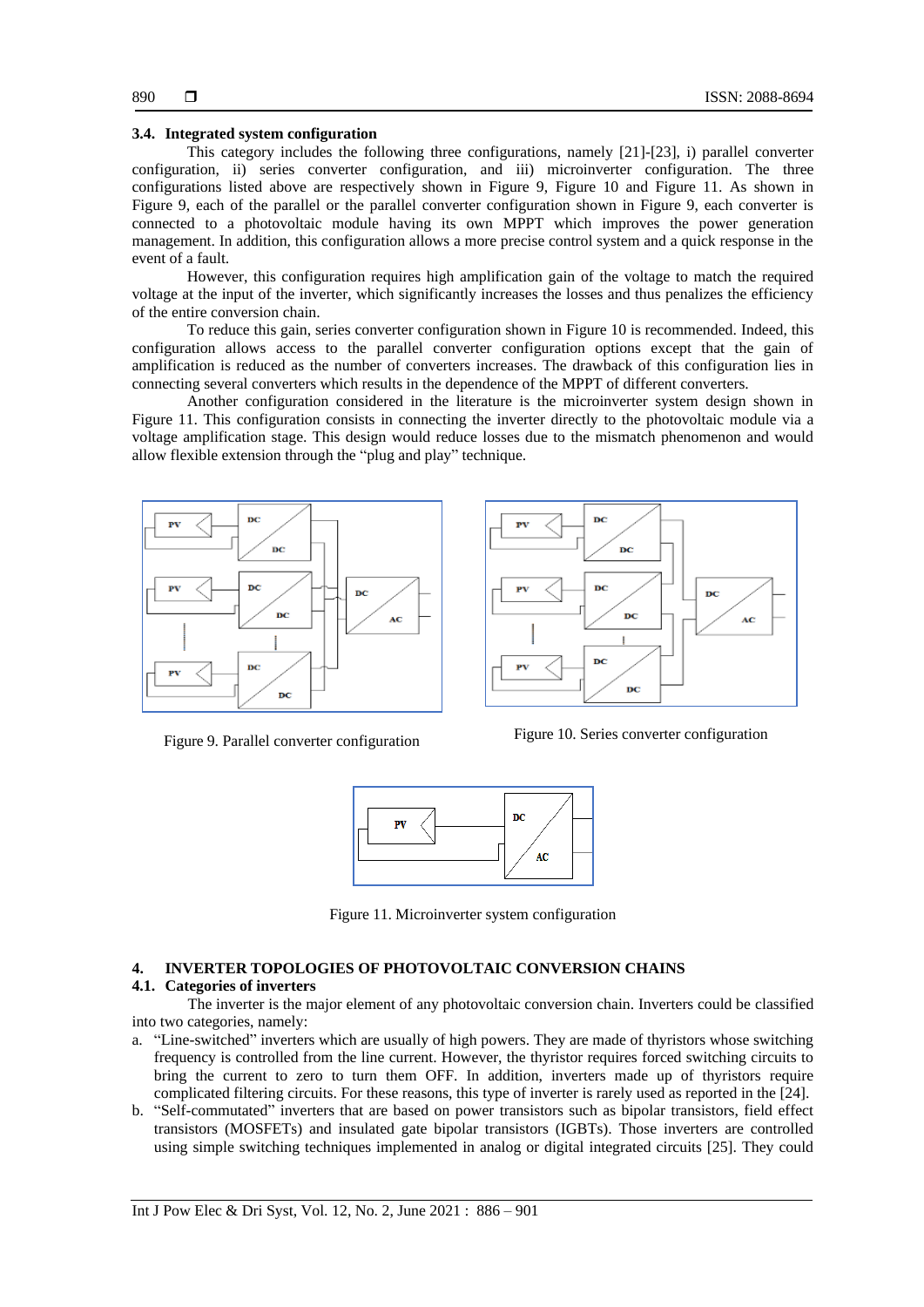### 3.4. Integrated system configuration

This category includes the following three configurations, namely [21]-[23], i) parallel converter configuration, ii) series converter configuration, and iii) microinverter configuration. The three configurations listed above are respectively shown in Figure 9, Figure 10 and Figure 11. As shown in Figure 9, each of the parallel or the parallel converter configuration shown in Figure 9, each converter is connected to a photovoltaic module having its own MPPT which improves the power generation management. In addition, this configuration allows a more precise control system and a quick response in the event of a fault.

However, this configuration requires high amplification gain of the voltage to match the required voltage at the input of the inverter, which significantly increases the losses and thus penalizes the efficiency of the entire conversion chain.

To reduce this gain, series converter configuration shown in Figure 10 is recommended. Indeed, this configuration allows access to the parallel converter configuration options except that the gain of amplification is reduced as the number of converters increases. The drawback of this configuration lies in connecting several converters which results in the dependence of the MPPT of different converters.

Another configuration considered in the literature is the microinverter system design shown in Figure 11. This configuration consists in connecting the inverter directly to the photovoltaic module via a voltage amplification stage. This design would reduce losses due to the mismatch phenomenon and would allow flexible extension through the "plug and play" technique.

Figure 9. Parallel converter configuration

Figure 10. Series converter configuration

Figure 11. Microinverter system configuration

## 4. INVERTER TOPOLOGIES OF PHOTOVOLTAIC CONVERSION CHAINS

### 4.1. Categories of inverters

The inverter is the major element of any photovoltaic conversion chain. Inverters could be classified into two categories, namely:

a. "Line-switched" inverters which are usually of high powers. They are made of thyristors whose switching frequency is controlled from the line current. However, the thyristor requires forced switching circuits to bring the current to zero to turn them OFF. In addition, inverters made up of thyristors require complicated filtering circuits. For these reasons, this type of inverter is rarely used as reported in the [24].
b. "Self-commutated" inverters that are based on power transistors such as bipolar transistors, field effect transistors (MOSFETs) and insulated gate bipolar transistors (IGBTs). Those inverters are controlled using simple switching techniques implemented in analog or digital integrated circuits [25]. They could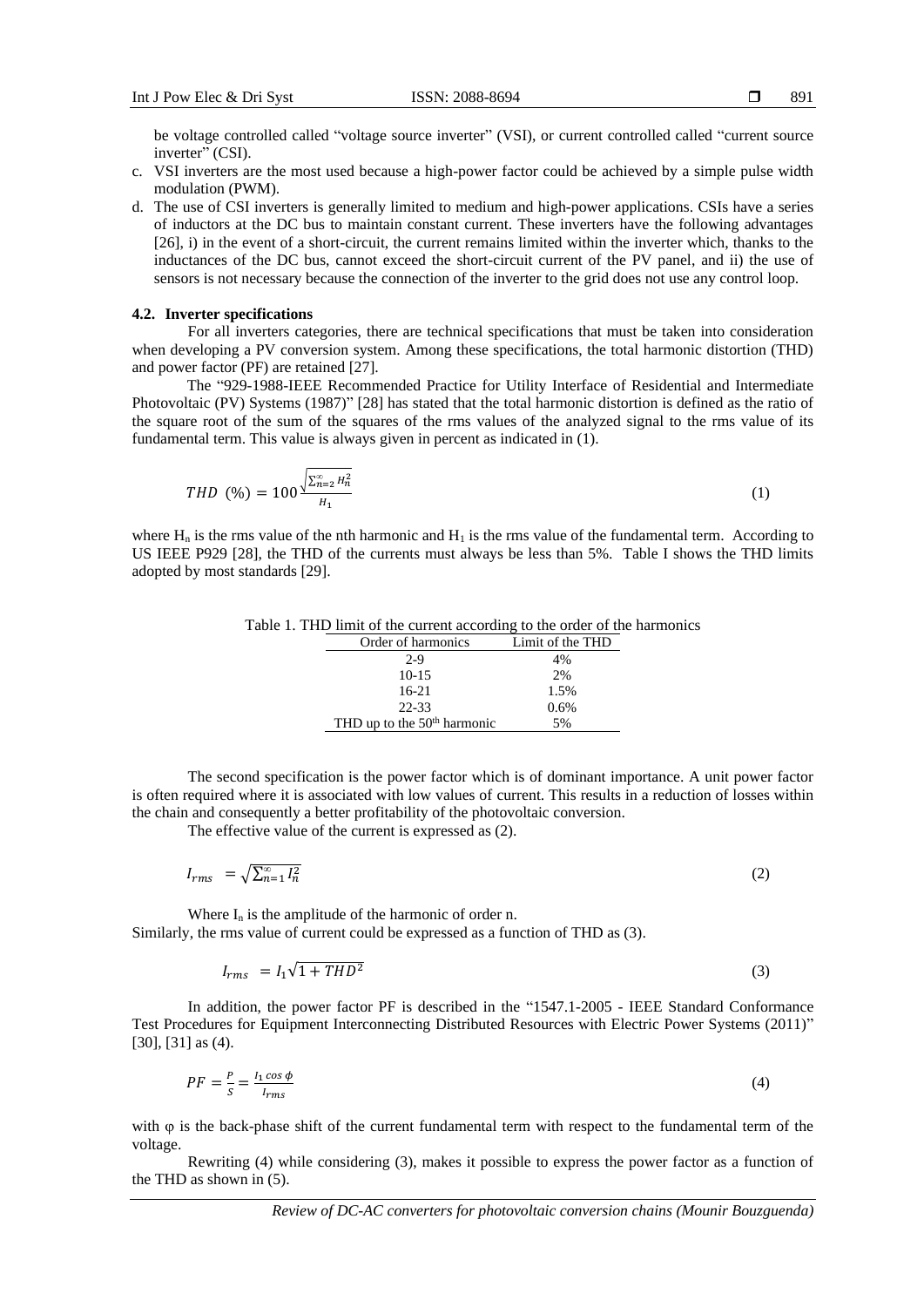be voltage controlled called "voltage source inverter" (VSI), or current controlled called "current source inverter" (CSI).

c. VSI inverters are the most used because a high-power factor could be achieved by a simple pulse width modulation (PWM).
d. The use of CSI inverters is generally limited to medium and high-power applications. CSIs have a series of inductors at the DC bus to maintain constant current. These inverters have the following advantages [26], i) in the event of a short-circuit, the current remains limited within the inverter which, thanks to the inductances of the DC bus, cannot exceed the short-circuit current of the PV panel, and ii) the use of sensors is not necessary because the connection of the inverter to the grid does not use any control loop.

### 4.2. Inverter specifications

For all inverters categories, there are technical specifications that must be taken into consideration when developing a PV conversion system. Among these specifications, the total harmonic distortion (THD) and power factor (PF) are retained [27].

The "929-1988-IEEE Recommended Practice for Utility Interface of Residential and Intermediate Photovoltaic (PV) Systems (1987)" [28] has stated that the total harmonic distortion is defined as the ratio of the square root of the sum of the squares of the rms values of the analyzed signal to the rms value of its fundamental term. This value is always given in percent as indicated in (1).

$$THD\ (\%) = 100\frac{\sqrt{\sum_{n=2}^{\infty} H_n^2}}{H_1} \tag{1}$$

where $H_n$ is the rms value of the nth harmonic and $H_1$ is the rms value of the fundamental term. According to US IEEE P929 [28], the THD of the currents must always be less than 5%. Table I shows the THD limits adopted by most standards [29].

Table 1. THD limit of the current according to the order of the harmonics

| Order of harmonics | Limit of the THD |
|---|---|
| 2-9 | 4% |
| 10-15 | 2% |
| 16-21 | 1.5% |
| 22-33 | 0.6% |
| THD up to the 50th harmonic | 5% |

The second specification is the power factor which is of dominant importance. A unit power factor is often required where it is associated with low values of current. This results in a reduction of losses within the chain and consequently a better profitability of the photovoltaic conversion.

The effective value of the current is expressed as (2).

$$I_{rms} = \sqrt{\sum_{n=1}^{\infty} I_n^2} \tag{2}$$

Where $I_n$ is the amplitude of the harmonic of order n.
Similarly, the rms value of current could be expressed as a function of THD as (3).

$$I_{rms} = I_1\sqrt{1 + THD^2} \tag{3}$$

In addition, the power factor PF is described in the "1547.1-2005 - IEEE Standard Conformance Test Procedures for Equipment Interconnecting Distributed Resources with Electric Power Systems (2011)" [30], [31] as (4).

$$PF = \frac{P}{S} = \frac{I_1 \cos\phi}{I_{rms}} \tag{4}$$

with φ is the back-phase shift of the current fundamental term with respect to the fundamental term of the voltage.

Rewriting (4) while considering (3), makes it possible to express the power factor as a function of the THD as shown in (5).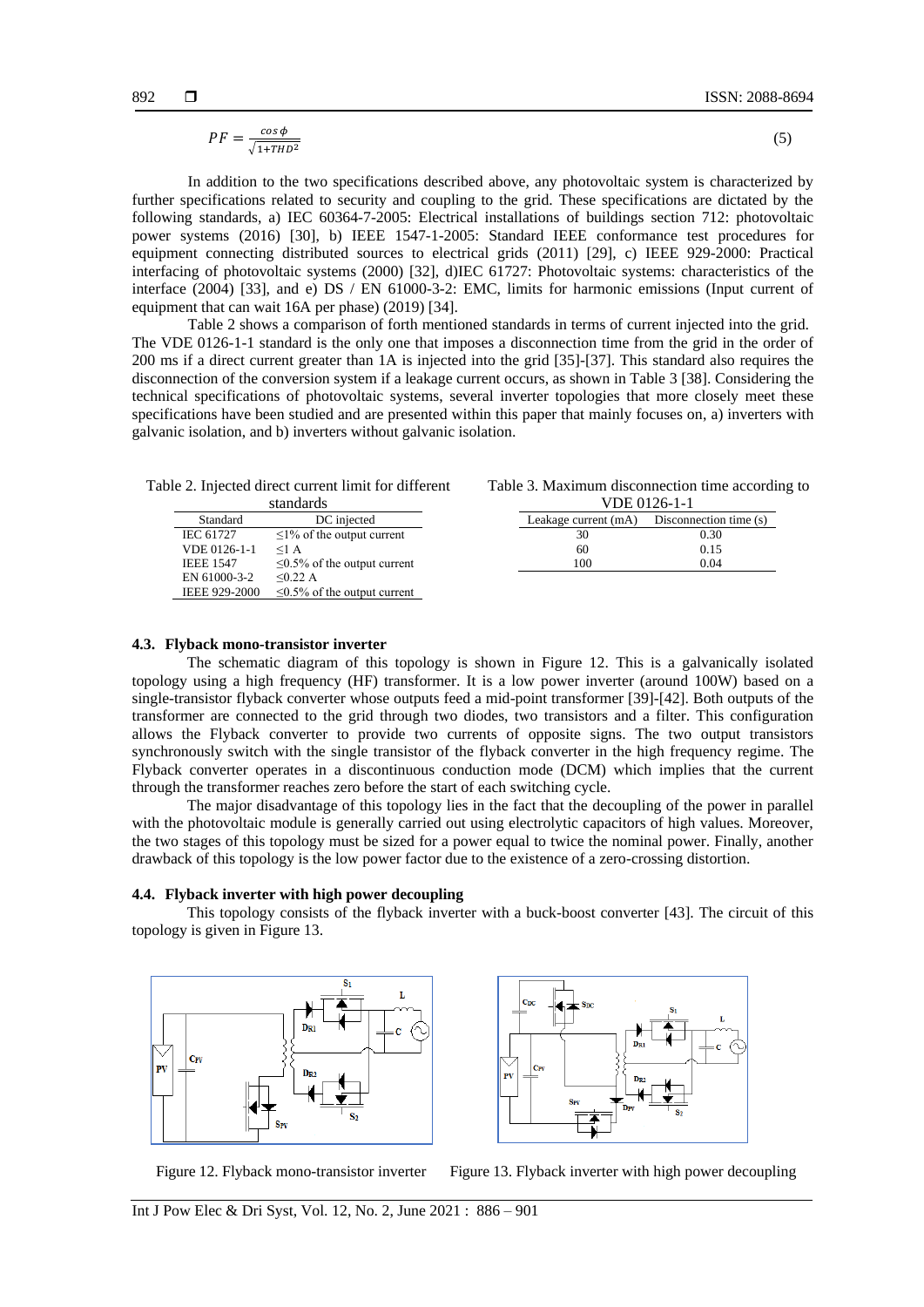$$PF = \frac{\cos\phi}{\sqrt{1+THD^2}} \quad (5)$$

In addition to the two specifications described above, any photovoltaic system is characterized by further specifications related to security and coupling to the grid. These specifications are dictated by the following standards, a) IEC 60364-7-2005: Electrical installations of buildings section 712: photovoltaic power systems (2016) [30], b) IEEE 1547-1-2005: Standard IEEE conformance test procedures for equipment connecting distributed sources to electrical grids (2011) [29], c) IEEE 929-2000: Practical interfacing of photovoltaic systems (2000) [32], d)IEC 61727: Photovoltaic systems: characteristics of the interface (2004) [33], and e) DS / EN 61000-3-2: EMC, limits for harmonic emissions (Input current of equipment that can wait 16A per phase) (2019) [34].

Table 2 shows a comparison of forth mentioned standards in terms of current injected into the grid. The VDE 0126-1-1 standard is the only one that imposes a disconnection time from the grid in the order of 200 ms if a direct current greater than 1A is injected into the grid [35]-[37]. This standard also requires the disconnection of the conversion system if a leakage current occurs, as shown in Table 3 [38]. Considering the technical specifications of photovoltaic systems, several inverter topologies that more closely meet these specifications have been studied and are presented within this paper that mainly focuses on, a) inverters with galvanic isolation, and b) inverters without galvanic isolation.

Table 2. Injected direct current limit for different standards

| Standard | DC injected |
|---|---|
| IEC 61727 | ≤1% of the output current |
| VDE 0126-1-1 | ≤1 A |
| IEEE 1547 | ≤0.5% of the output current |
| EN 61000-3-2 | ≤0.22 A |
| IEEE 929-2000 | ≤0.5% of the output current |

Table 3. Maximum disconnection time according to VDE 0126-1-1

| Leakage current (mA) | Disconnection time (s) |
|---|---|
| 30 | 0.30 |
| 60 | 0.15 |
| 100 | 0.04 |

### 4.3. Flyback mono-transistor inverter

The schematic diagram of this topology is shown in Figure 12. This is a galvanically isolated topology using a high frequency (HF) transformer. It is a low power inverter (around 100W) based on a single-transistor flyback converter whose outputs feed a mid-point transformer [39]-[42]. Both outputs of the transformer are connected to the grid through two diodes, two transistors and a filter. This configuration allows the Flyback converter to provide two currents of opposite signs. The two output transistors synchronously switch with the single transistor of the flyback converter in the high frequency regime. The Flyback converter operates in a discontinuous conduction mode (DCM) which implies that the current through the transformer reaches zero before the start of each switching cycle.

The major disadvantage of this topology lies in the fact that the decoupling of the power in parallel with the photovoltaic module is generally carried out using electrolytic capacitors of high values. Moreover, the two stages of this topology must be sized for a power equal to twice the nominal power. Finally, another drawback of this topology is the low power factor due to the existence of a zero-crossing distortion.

### 4.4. Flyback inverter with high power decoupling

This topology consists of the flyback inverter with a buck-boost converter [43]. The circuit of this topology is given in Figure 13.

Figure 12. Flyback mono-transistor inverter

Figure 13. Flyback inverter with high power decoupling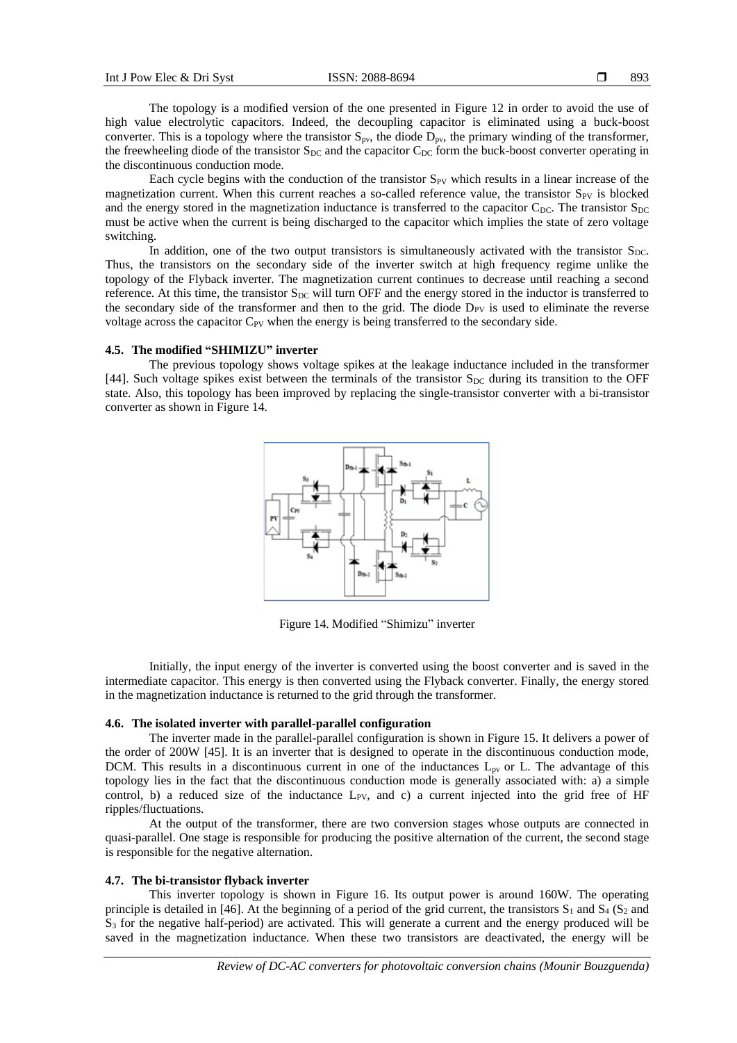The topology is a modified version of the one presented in Figure 12 in order to avoid the use of high value electrolytic capacitors. Indeed, the decoupling capacitor is eliminated using a buck-boost converter. This is a topology where the transistor $S_{pv}$, the diode $D_{pv}$, the primary winding of the transformer, the freewheeling diode of the transistor $S_{DC}$ and the capacitor $C_{DC}$ form the buck-boost converter operating in the discontinuous conduction mode.

Each cycle begins with the conduction of the transistor $S_{PV}$ which results in a linear increase of the magnetization current. When this current reaches a so-called reference value, the transistor $S_{PV}$ is blocked and the energy stored in the magnetization inductance is transferred to the capacitor $C_{DC}$. The transistor $S_{DC}$ must be active when the current is being discharged to the capacitor which implies the state of zero voltage switching.

In addition, one of the two output transistors is simultaneously activated with the transistor $S_{DC}$. Thus, the transistors on the secondary side of the inverter switch at high frequency regime unlike the topology of the Flyback inverter. The magnetization current continues to decrease until reaching a second reference. At this time, the transistor $S_{DC}$ will turn OFF and the energy stored in the inductor is transferred to the secondary side of the transformer and then to the grid. The diode $D_{PV}$ is used to eliminate the reverse voltage across the capacitor $C_{PV}$ when the energy is being transferred to the secondary side.

### 4.5. The modified "SHIMIZU" inverter

The previous topology shows voltage spikes at the leakage inductance included in the transformer [44]. Such voltage spikes exist between the terminals of the transistor $S_{DC}$ during its transition to the OFF state. Also, this topology has been improved by replacing the single-transistor converter with a bi-transistor converter as shown in Figure 14.

Figure 14. Modified "Shimizu" inverter

Initially, the input energy of the inverter is converted using the boost converter and is saved in the intermediate capacitor. This energy is then converted using the Flyback converter. Finally, the energy stored in the magnetization inductance is returned to the grid through the transformer.

### 4.6. The isolated inverter with parallel-parallel configuration

The inverter made in the parallel-parallel configuration is shown in Figure 15. It delivers a power of the order of 200W [45]. It is an inverter that is designed to operate in the discontinuous conduction mode, DCM. This results in a discontinuous current in one of the inductances $L_{pv}$ or L. The advantage of this topology lies in the fact that the discontinuous conduction mode is generally associated with: a) a simple control, b) a reduced size of the inductance $L_{PV}$, and c) a current injected into the grid free of HF ripples/fluctuations.

At the output of the transformer, there are two conversion stages whose outputs are connected in quasi-parallel. One stage is responsible for producing the positive alternation of the current, the second stage is responsible for the negative alternation.

### 4.7. The bi-transistor flyback inverter

This inverter topology is shown in Figure 16. Its output power is around 160W. The operating principle is detailed in [46]. At the beginning of a period of the grid current, the transistors $S_1$ and $S_4$ ($S_2$ and $S_3$ for the negative half-period) are activated. This will generate a current and the energy produced will be saved in the magnetization inductance. When these two transistors are deactivated, the energy will be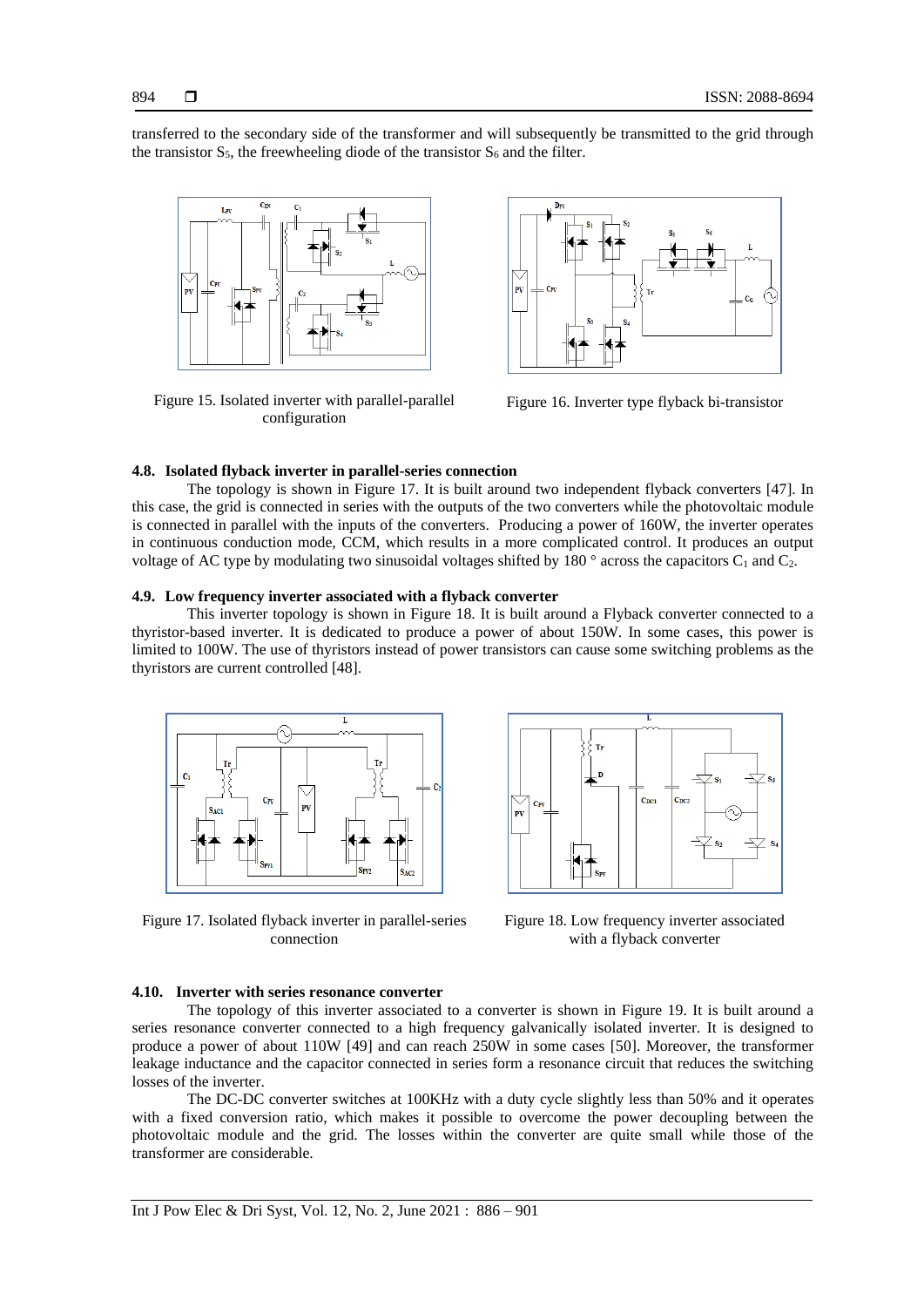transferred to the secondary side of the transformer and will subsequently be transmitted to the grid through the transistor $S_5$, the freewheeling diode of the transistor $S_6$ and the filter.

Figure 15. Isolated inverter with parallel-parallel configuration

Figure 16. Inverter type flyback bi-transistor

### 4.8. Isolated flyback inverter in parallel-series connection

The topology is shown in Figure 17. It is built around two independent flyback converters [47]. In this case, the grid is connected in series with the outputs of the two converters while the photovoltaic module is connected in parallel with the inputs of the converters. Producing a power of 160W, the inverter operates in continuous conduction mode, CCM, which results in a more complicated control. It produces an output voltage of AC type by modulating two sinusoidal voltages shifted by 180 ° across the capacitors $C_1$ and $C_2$.

### 4.9. Low frequency inverter associated with a flyback converter

This inverter topology is shown in Figure 18. It is built around a Flyback converter connected to a thyristor-based inverter. It is dedicated to produce a power of about 150W. In some cases, this power is limited to 100W. The use of thyristors instead of power transistors can cause some switching problems as the thyristors are current controlled [48].

Figure 17. Isolated flyback inverter in parallel-series connection

Figure 18. Low frequency inverter associated with a flyback converter

### 4.10. Inverter with series resonance converter

The topology of this inverter associated to a converter is shown in Figure 19. It is built around a series resonance converter connected to a high frequency galvanically isolated inverter. It is designed to produce a power of about 110W [49] and can reach 250W in some cases [50]. Moreover, the transformer leakage inductance and the capacitor connected in series form a resonance circuit that reduces the switching losses of the inverter.

The DC-DC converter switches at 100KHz with a duty cycle slightly less than 50% and it operates with a fixed conversion ratio, which makes it possible to overcome the power decoupling between the photovoltaic module and the grid. The losses within the converter are quite small while those of the transformer are considerable.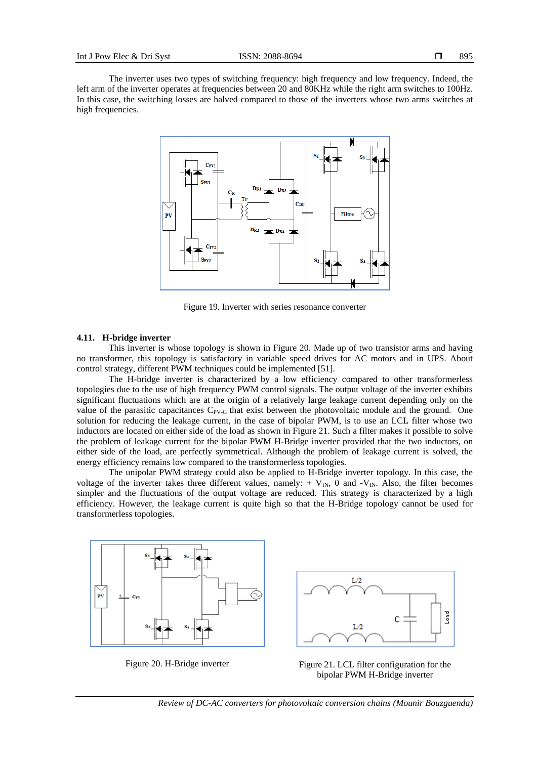The inverter uses two types of switching frequency: high frequency and low frequency. Indeed, the left arm of the inverter operates at frequencies between 20 and 80KHz while the right arm switches to 100Hz. In this case, the switching losses are halved compared to those of the inverters whose two arms switches at high frequencies.

Figure 19. Inverter with series resonance converter

### 4.11. H-bridge inverter

This inverter is whose topology is shown in Figure 20. Made up of two transistor arms and having no transformer, this topology is satisfactory in variable speed drives for AC motors and in UPS. About control strategy, different PWM techniques could be implemented [51].

The H-bridge inverter is characterized by a low efficiency compared to other transformerless topologies due to the use of high frequency PWM control signals. The output voltage of the inverter exhibits significant fluctuations which are at the origin of a relatively large leakage current depending only on the value of the parasitic capacitances $C_{PV\text{-}G}$ that exist between the photovoltaic module and the ground. One solution for reducing the leakage current, in the case of bipolar PWM, is to use an LCL filter whose two inductors are located on either side of the load as shown in Figure 21. Such a filter makes it possible to solve the problem of leakage current for the bipolar PWM H-Bridge inverter provided that the two inductors, on either side of the load, are perfectly symmetrical. Although the problem of leakage current is solved, the energy efficiency remains low compared to the transformerless topologies.

The unipolar PWM strategy could also be applied to H-Bridge inverter topology. In this case, the voltage of the inverter takes three different values, namely: $+V_{IN}$, 0 and $-V_{IN}$. Also, the filter becomes simpler and the fluctuations of the output voltage are reduced. This strategy is characterized by a high efficiency. However, the leakage current is quite high so that the H-Bridge topology cannot be used for transformerless topologies.

Figure 20. H-Bridge inverter

Figure 21. LCL filter configuration for the bipolar PWM H-Bridge inverter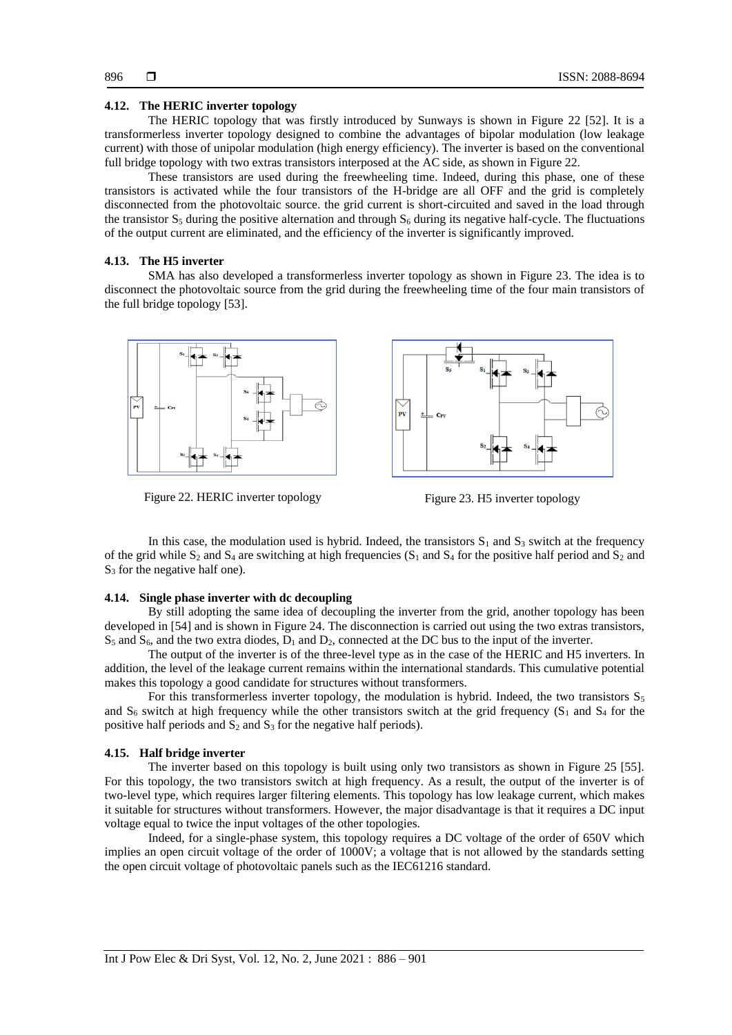### 4.12. The HERIC inverter topology

The HERIC topology that was firstly introduced by Sunways is shown in Figure 22 [52]. It is a transformerless inverter topology designed to combine the advantages of bipolar modulation (low leakage current) with those of unipolar modulation (high energy efficiency). The inverter is based on the conventional full bridge topology with two extras transistors interposed at the AC side, as shown in Figure 22.

These transistors are used during the freewheeling time. Indeed, during this phase, one of these transistors is activated while the four transistors of the H-bridge are all OFF and the grid is completely disconnected from the photovoltaic source. the grid current is short-circuited and saved in the load through the transistor $S_5$ during the positive alternation and through $S_6$ during its negative half-cycle. The fluctuations of the output current are eliminated, and the efficiency of the inverter is significantly improved.

### 4.13. The H5 inverter

SMA has also developed a transformerless inverter topology as shown in Figure 23. The idea is to disconnect the photovoltaic source from the grid during the freewheeling time of the four main transistors of the full bridge topology [53].

Figure 22. HERIC inverter topology

Figure 23. H5 inverter topology

In this case, the modulation used is hybrid. Indeed, the transistors $S_1$ and $S_3$ switch at the frequency of the grid while $S_2$ and $S_4$ are switching at high frequencies ($S_1$ and $S_4$ for the positive half period and $S_2$ and $S_3$ for the negative half one).

### 4.14. Single phase inverter with dc decoupling

By still adopting the same idea of decoupling the inverter from the grid, another topology has been developed in [54] and is shown in Figure 24. The disconnection is carried out using the two extras transistors, $S_5$ and $S_6$, and the two extra diodes, $D_1$ and $D_2$, connected at the DC bus to the input of the inverter.

The output of the inverter is of the three-level type as in the case of the HERIC and H5 inverters. In addition, the level of the leakage current remains within the international standards. This cumulative potential makes this topology a good candidate for structures without transformers.

For this transformerless inverter topology, the modulation is hybrid. Indeed, the two transistors $S_5$ and $S_6$ switch at high frequency while the other transistors switch at the grid frequency ($S_1$ and $S_4$ for the positive half periods and $S_2$ and $S_3$ for the negative half periods).

### 4.15. Half bridge inverter

The inverter based on this topology is built using only two transistors as shown in Figure 25 [55]. For this topology, the two transistors switch at high frequency. As a result, the output of the inverter is of two-level type, which requires larger filtering elements. This topology has low leakage current, which makes it suitable for structures without transformers. However, the major disadvantage is that it requires a DC input voltage equal to twice the input voltages of the other topologies.

Indeed, for a single-phase system, this topology requires a DC voltage of the order of 650V which implies an open circuit voltage of the order of 1000V; a voltage that is not allowed by the standards setting the open circuit voltage of photovoltaic panels such as the IEC61216 standard.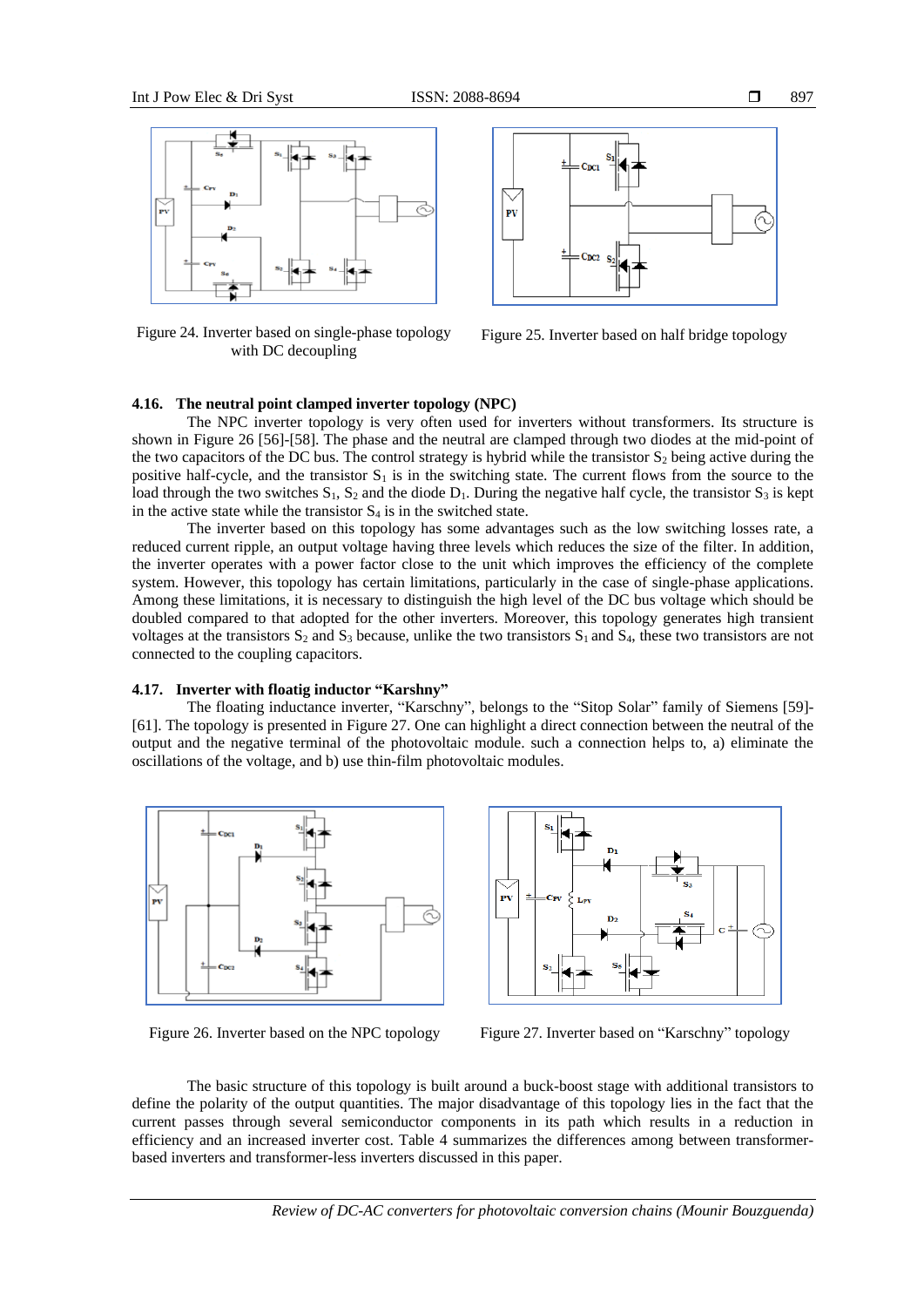Figure 24. Inverter based on single-phase topology with DC decoupling

Figure 25. Inverter based on half bridge topology

### 4.16. The neutral point clamped inverter topology (NPC)

The NPC inverter topology is very often used for inverters without transformers. Its structure is shown in Figure 26 [56]-[58]. The phase and the neutral are clamped through two diodes at the mid-point of the two capacitors of the DC bus. The control strategy is hybrid while the transistor $S_2$ being active during the positive half-cycle, and the transistor $S_1$ is in the switching state. The current flows from the source to the load through the two switches $S_1$, $S_2$ and the diode $D_1$. During the negative half cycle, the transistor $S_3$ is kept in the active state while the transistor $S_4$ is in the switched state.

The inverter based on this topology has some advantages such as the low switching losses rate, a reduced current ripple, an output voltage having three levels which reduces the size of the filter. In addition, the inverter operates with a power factor close to the unit which improves the efficiency of the complete system. However, this topology has certain limitations, particularly in the case of single-phase applications. Among these limitations, it is necessary to distinguish the high level of the DC bus voltage which should be doubled compared to that adopted for the other inverters. Moreover, this topology generates high transient voltages at the transistors $S_2$ and $S_3$ because, unlike the two transistors $S_1$ and $S_4$, these two transistors are not connected to the coupling capacitors.

### 4.17. Inverter with floatig inductor "Karshny"

The floating inductance inverter, "Karschny", belongs to the "Sitop Solar" family of Siemens [59]-[61]. The topology is presented in Figure 27. One can highlight a direct connection between the neutral of the output and the negative terminal of the photovoltaic module. such a connection helps to, a) eliminate the oscillations of the voltage, and b) use thin-film photovoltaic modules.

Figure 26. Inverter based on the NPC topology

Figure 27. Inverter based on "Karschny" topology

The basic structure of this topology is built around a buck-boost stage with additional transistors to define the polarity of the output quantities. The major disadvantage of this topology lies in the fact that the current passes through several semiconductor components in its path which results in a reduction in efficiency and an increased inverter cost. Table 4 summarizes the differences among between transformer-based inverters and transformer-less inverters discussed in this paper.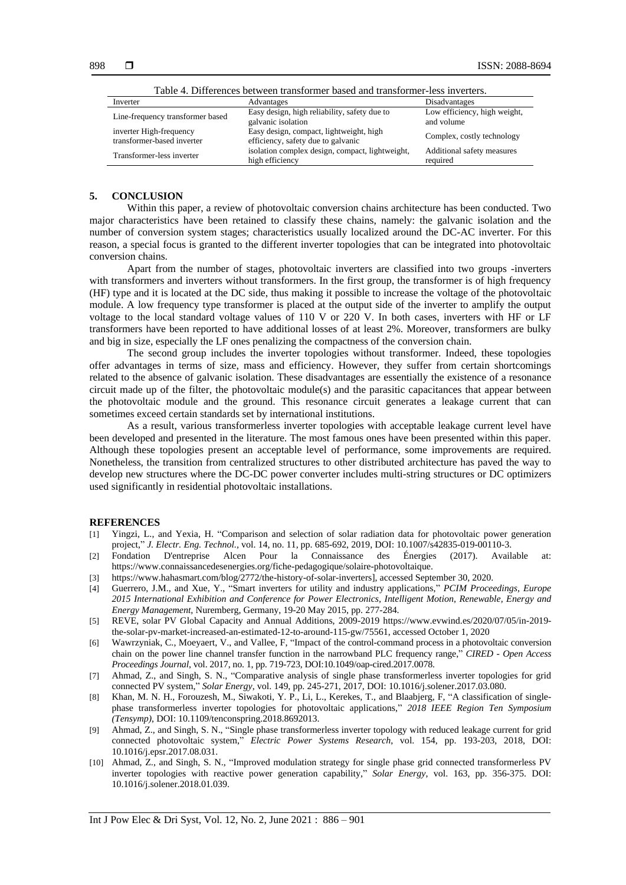Table 4. Differences between transformer based and transformer-less inverters.

| Inverter | Advantages | Disadvantages |
|---|---|---|
| Line-frequency transformer based | Easy design, high reliability, safety due to galvanic isolation | Low efficiency, high weight, and volume |
| inverter High-frequency transformer-based inverter | Easy design, compact, lightweight, high efficiency, safety due to galvanic | Complex, costly technology |
| Transformer-less inverter | isolation complex design, compact, lightweight, high efficiency | Additional safety measures required |

## 5. CONCLUSION

Within this paper, a review of photovoltaic conversion chains architecture has been conducted. Two major characteristics have been retained to classify these chains, namely: the galvanic isolation and the number of conversion system stages; characteristics usually localized around the DC-AC inverter. For this reason, a special focus is granted to the different inverter topologies that can be integrated into photovoltaic conversion chains.

Apart from the number of stages, photovoltaic inverters are classified into two groups -inverters with transformers and inverters without transformers. In the first group, the transformer is of high frequency (HF) type and it is located at the DC side, thus making it possible to increase the voltage of the photovoltaic module. A low frequency type transformer is placed at the output side of the inverter to amplify the output voltage to the local standard voltage values of 110 V or 220 V. In both cases, inverters with HF or LF transformers have been reported to have additional losses of at least 2%. Moreover, transformers are bulky and big in size, especially the LF ones penalizing the compactness of the conversion chain.

The second group includes the inverter topologies without transformer. Indeed, these topologies offer advantages in terms of size, mass and efficiency. However, they suffer from certain shortcomings related to the absence of galvanic isolation. These disadvantages are essentially the existence of a resonance circuit made up of the filter, the photovoltaic module(s) and the parasitic capacitances that appear between the photovoltaic module and the ground. This resonance circuit generates a leakage current that can sometimes exceed certain standards set by international institutions.

As a result, various transformerless inverter topologies with acceptable leakage current level have been developed and presented in the literature. The most famous ones have been presented within this paper. Although these topologies present an acceptable level of performance, some improvements are required. Nonetheless, the transition from centralized structures to other distributed architecture has paved the way to develop new structures where the DC-DC power converter includes multi-string structures or DC optimizers used significantly in residential photovoltaic installations.

## REFERENCES

[1] Yingzi, L., and Yexia, H. "Comparison and selection of solar radiation data for photovoltaic power generation project," *J. Electr. Eng. Technol.*, vol. 14, no. 11, pp. 685-692, 2019, DOI: 10.1007/s42835-019-00110-3.

[2] Fondation D'entreprise Alcen Pour la Connaissance des Énergies (2017). Available at: https://www.connaissancedesenergies.org/fiche-pedagogique/solaire-photovoltaique.

[3] https://www.hahasmart.com/blog/2772/the-history-of-solar-inverters], accessed September 30, 2020.

[4] Guerrero, J.M., and Xue, Y., "Smart inverters for utility and industry applications," *PCIM Proceedings, Europe 2015 International Exhibition and Conference for Power Electronics, Intelligent Motion, Renewable, Energy and Energy Management*, Nuremberg, Germany, 19-20 May 2015, pp. 277-284.

[5] REVE, solar PV Global Capacity and Annual Additions, 2009-2019 https://www.evwind.es/2020/07/05/in-2019-the-solar-pv-market-increased-an-estimated-12-to-around-115-gw/75561, accessed October 1, 2020

[6] Wawrzyniak, C., Moeyaert, V., and Vallee, F, "Impact of the control-command process in a photovoltaic conversion chain on the power line channel transfer function in the narrowband PLC frequency range," *CIRED - Open Access Proceedings Journal*, vol. 2017, no. 1, pp. 719-723, DOI:10.1049/oap-cired.2017.0078.

[7] Ahmad, Z., and Singh, S. N., "Comparative analysis of single phase transformerless inverter topologies for grid connected PV system," *Solar Energy*, vol. 149, pp. 245-271, 2017, DOI: 10.1016/j.solener.2017.03.080.

[8] Khan, M. N. H., Forouzesh, M., Siwakoti, Y. P., Li, L., Kerekes, T., and Blaabjerg, F, "A classification of single-phase transformerless inverter topologies for photovoltaic applications," *2018 IEEE Region Ten Symposium (Tensymp)*, DOI: 10.1109/tenconspring.2018.8692013.

[9] Ahmad, Z., and Singh, S. N., "Single phase transformerless inverter topology with reduced leakage current for grid connected photovoltaic system," *Electric Power Systems Research*, vol. 154, pp. 193-203, 2018, DOI: 10.1016/j.epsr.2017.08.031.

[10] Ahmad, Z., and Singh, S. N., "Improved modulation strategy for single phase grid connected transformerless PV inverter topologies with reactive power generation capability," *Solar Energy*, vol. 163, pp. 356-375. DOI: 10.1016/j.solener.2018.01.039.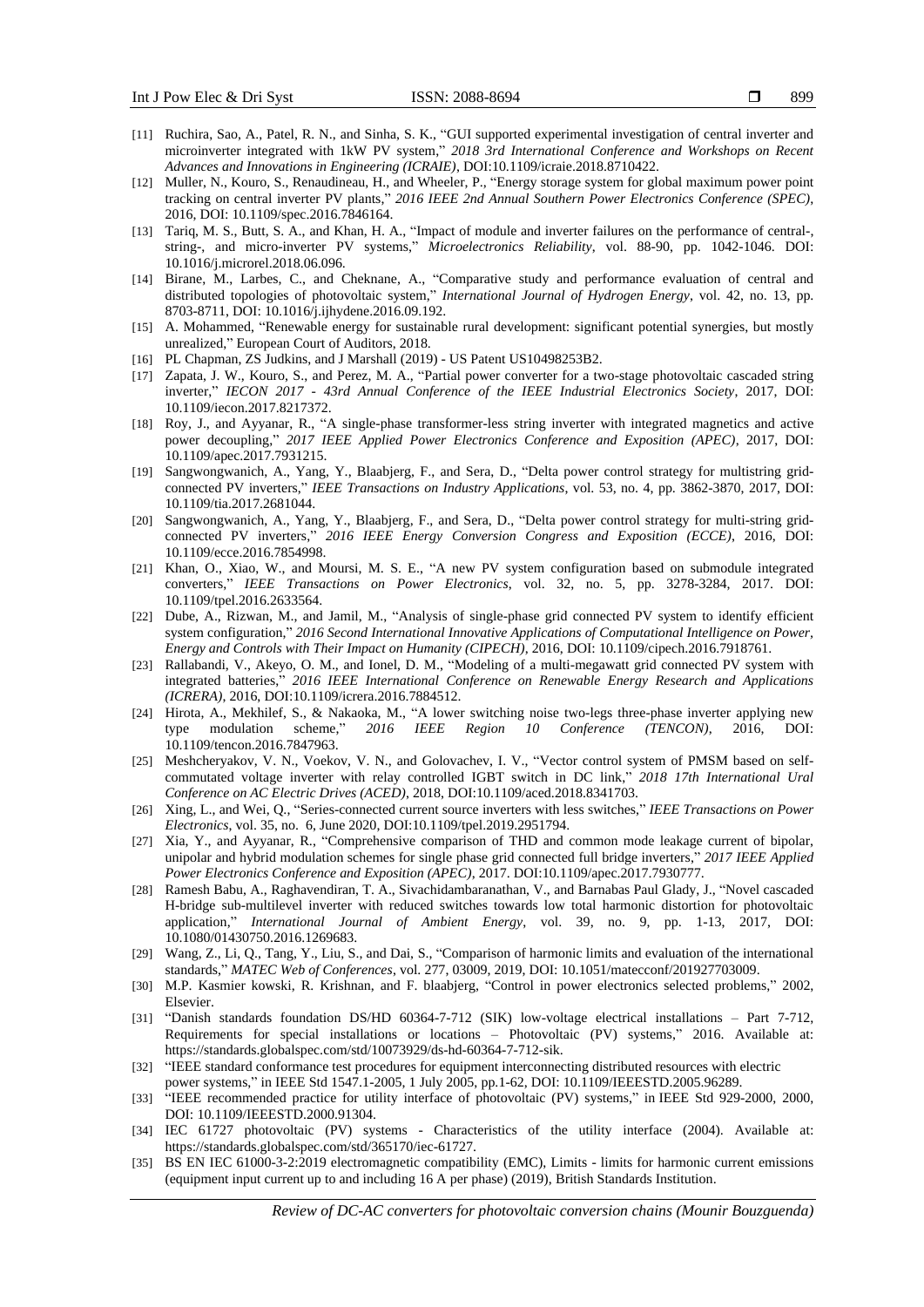[11] Ruchira, Sao, A., Patel, R. N., and Sinha, S. K., "GUI supported experimental investigation of central inverter and microinverter integrated with 1kW PV system," *2018 3rd International Conference and Workshops on Recent Advances and Innovations in Engineering (ICRAIE)*, DOI:10.1109/icraie.2018.8710422.

[12] Muller, N., Kouro, S., Renaudineau, H., and Wheeler, P., "Energy storage system for global maximum power point tracking on central inverter PV plants," *2016 IEEE 2nd Annual Southern Power Electronics Conference (SPEC)*, 2016, DOI: 10.1109/spec.2016.7846164.

[13] Tariq, M. S., Butt, S. A., and Khan, H. A., "Impact of module and inverter failures on the performance of central-, string-, and micro-inverter PV systems," *Microelectronics Reliability*, vol. 88-90, pp. 1042-1046. DOI: 10.1016/j.microrel.2018.06.096.

[14] Birane, M., Larbes, C., and Cheknane, A., "Comparative study and performance evaluation of central and distributed topologies of photovoltaic system," *International Journal of Hydrogen Energy*, vol. 42, no. 13, pp. 8703-8711, DOI: 10.1016/j.ijhydene.2016.09.192.

[15] A. Mohammed, "Renewable energy for sustainable rural development: significant potential synergies, but mostly unrealized," European Court of Auditors, 2018.

[16] PL Chapman, ZS Judkins, and J Marshall (2019) - US Patent US10498253B2.

[17] Zapata, J. W., Kouro, S., and Perez, M. A., "Partial power converter for a two-stage photovoltaic cascaded string inverter," *IECON 2017 - 43rd Annual Conference of the IEEE Industrial Electronics Society*, 2017, DOI: 10.1109/iecon.2017.8217372.

[18] Roy, J., and Ayyanar, R., "A single-phase transformer-less string inverter with integrated magnetics and active power decoupling," *2017 IEEE Applied Power Electronics Conference and Exposition (APEC)*, 2017, DOI: 10.1109/apec.2017.7931215.

[19] Sangwongwanich, A., Yang, Y., Blaabjerg, F., and Sera, D., "Delta power control strategy for multistring grid-connected PV inverters," *IEEE Transactions on Industry Applications*, vol. 53, no. 4, pp. 3862-3870, 2017, DOI: 10.1109/tia.2017.2681044.

[20] Sangwongwanich, A., Yang, Y., Blaabjerg, F., and Sera, D., "Delta power control strategy for multi-string grid-connected PV inverters," *2016 IEEE Energy Conversion Congress and Exposition (ECCE)*, 2016, DOI: 10.1109/ecce.2016.7854998.

[21] Khan, O., Xiao, W., and Moursi, M. S. E., "A new PV system configuration based on submodule integrated converters," *IEEE Transactions on Power Electronics*, vol. 32, no. 5, pp. 3278-3284, 2017. DOI: 10.1109/tpel.2016.2633564.

[22] Dube, A., Rizwan, M., and Jamil, M., "Analysis of single-phase grid connected PV system to identify efficient system configuration," *2016 Second International Innovative Applications of Computational Intelligence on Power, Energy and Controls with Their Impact on Humanity (CIPECH)*, 2016, DOI: 10.1109/cipech.2016.7918761.

[23] Rallabandi, V., Akeyo, O. M., and Ionel, D. M., "Modeling of a multi-megawatt grid connected PV system with integrated batteries," *2016 IEEE International Conference on Renewable Energy Research and Applications (ICRERA)*, 2016, DOI:10.1109/icrera.2016.7884512.

[24] Hirota, A., Mekhilef, S., & Nakaoka, M., "A lower switching noise two-legs three-phase inverter applying new type modulation scheme," *2016 IEEE Region 10 Conference (TENCON)*, 2016, DOI: 10.1109/tencon.2016.7847963.

[25] Meshcheryakov, V. N., Voekov, V. N., and Golovachev, I. V., "Vector control system of PMSM based on self-commutated voltage inverter with relay controlled IGBT switch in DC link," *2018 17th International Ural Conference on AC Electric Drives (ACED)*, 2018, DOI:10.1109/aced.2018.8341703.

[26] Xing, L., and Wei, Q., "Series-connected current source inverters with less switches," *IEEE Transactions on Power Electronics*, vol. 35, no. 6, June 2020, DOI:10.1109/tpel.2019.2951794.

[27] Xia, Y., and Ayyanar, R., "Comprehensive comparison of THD and common mode leakage current of bipolar, unipolar and hybrid modulation schemes for single phase grid connected full bridge inverters," *2017 IEEE Applied Power Electronics Conference and Exposition (APEC)*, 2017. DOI:10.1109/apec.2017.7930777.

[28] Ramesh Babu, A., Raghavendiran, T. A., Sivachidambaranathan, V., and Barnabas Paul Glady, J., "Novel cascaded H-bridge sub-multilevel inverter with reduced switches towards low total harmonic distortion for photovoltaic application," *International Journal of Ambient Energy*, vol. 39, no. 9, pp. 1-13, 2017, DOI: 10.1080/01430750.2016.1269683.

[29] Wang, Z., Li, Q., Tang, Y., Liu, S., and Dai, S., "Comparison of harmonic limits and evaluation of the international standards," *MATEC Web of Conferences*, vol. 277, 03009, 2019, DOI: 10.1051/matecconf/201927703009.

[30] M.P. Kasmier kowski, R. Krishnan, and F. blaabjerg, "Control in power electronics selected problems," 2002, Elsevier.

[31] "Danish standards foundation DS/HD 60364-7-712 (SIK) low-voltage electrical installations – Part 7-712, Requirements for special installations or locations – Photovoltaic (PV) systems," 2016. Available at: https://standards.globalspec.com/std/10073929/ds-hd-60364-7-712-sik.

[32] "IEEE standard conformance test procedures for equipment interconnecting distributed resources with electric power systems," in IEEE Std 1547.1-2005, 1 July 2005, pp.1-62, DOI: 10.1109/IEEESTD.2005.96289.

[33] "IEEE recommended practice for utility interface of photovoltaic (PV) systems," in IEEE Std 929-2000, 2000, DOI: 10.1109/IEEESTD.2000.91304.

[34] IEC 61727 photovoltaic (PV) systems - Characteristics of the utility interface (2004). Available at: https://standards.globalspec.com/std/365170/iec-61727.

[35] BS EN IEC 61000-3-2:2019 electromagnetic compatibility (EMC), Limits - limits for harmonic current emissions (equipment input current up to and including 16 A per phase) (2019), British Standards Institution.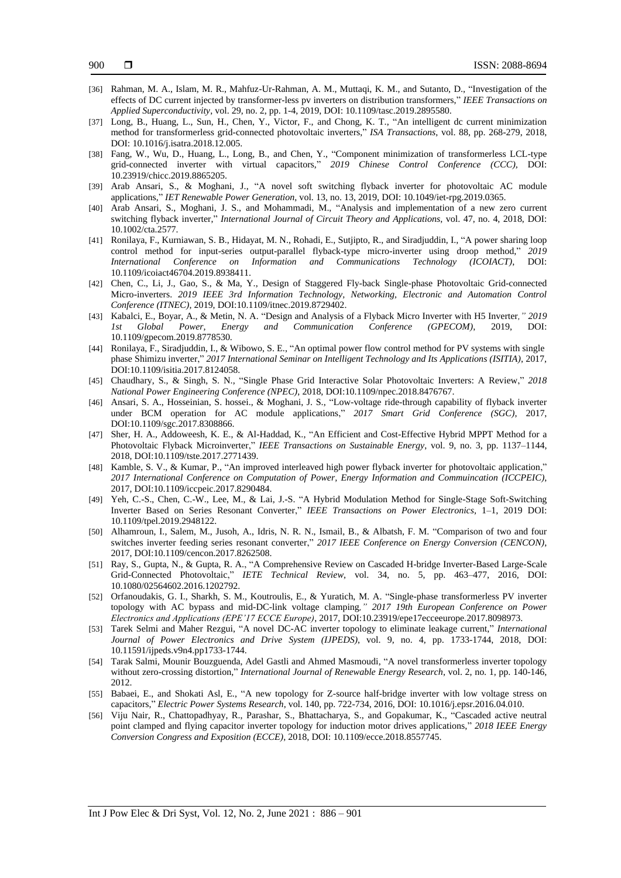[36] Rahman, M. A., Islam, M. R., Mahfuz-Ur-Rahman, A. M., Muttaqi, K. M., and Sutanto, D., "Investigation of the effects of DC current injected by transformer-less pv inverters on distribution transformers," *IEEE Transactions on Applied Superconductivity*, vol. 29, no. 2, pp. 1-4, 2019, DOI: 10.1109/tasc.2019.2895580.

[37] Long, B., Huang, L., Sun, H., Chen, Y., Victor, F., and Chong, K. T., "An intelligent dc current minimization method for transformerless grid-connected photovoltaic inverters," *ISA Transactions*, vol. 88, pp. 268-279, 2018, DOI: 10.1016/j.isatra.2018.12.005.

[38] Fang, W., Wu, D., Huang, L., Long, B., and Chen, Y., "Component minimization of transformerless LCL-type grid-connected inverter with virtual capacitors," *2019 Chinese Control Conference (CCC)*, DOI: 10.23919/chicc.2019.8865205.

[39] Arab Ansari, S., & Moghani, J., "A novel soft switching flyback inverter for photovoltaic AC module applications," *IET Renewable Power Generation*, vol. 13, no. 13, 2019, DOI: 10.1049/iet-rpg.2019.0365.

[40] Arab Ansari, S., Moghani, J. S., and Mohammadi, M., "Analysis and implementation of a new zero current switching flyback inverter," *International Journal of Circuit Theory and Applications*, vol. 47, no. 4, 2018, DOI: 10.1002/cta.2577.

[41] Ronilaya, F., Kurniawan, S. B., Hidayat, M. N., Rohadi, E., Sutjipto, R., and Siradjuddin, I., "A power sharing loop control method for input-series output-parallel flyback-type micro-inverter using droop method," *2019 International Conference on Information and Communications Technology (ICOIACT)*, DOI: 10.1109/icoiact46704.2019.8938411.

[42] Chen, C., Li, J., Gao, S., & Ma, Y., Design of Staggered Fly-back Single-phase Photovoltaic Grid-connected Micro-inverters. *2019 IEEE 3rd Information Technology, Networking, Electronic and Automation Control Conference (ITNEC)*, 2019, DOI:10.1109/itnec.2019.8729402.

[43] Kabalci, E., Boyar, A., & Metin, N. A. "Design and Analysis of a Flyback Micro Inverter with H5 Inverter*," 2019 1st Global Power, Energy and Communication Conference (GPECOM)*, 2019, DOI: 10.1109/gpecom.2019.8778530.

[44] Ronilaya, F., Siradjuddin, I., & Wibowo, S. E., "An optimal power flow control method for PV systems with single phase Shimizu inverter," *2017 International Seminar on Intelligent Technology and Its Applications (ISITIA)*, 2017, DOI:10.1109/isitia.2017.8124058.

[45] Chaudhary, S., & Singh, S. N., "Single Phase Grid Interactive Solar Photovoltaic Inverters: A Review," *2018 National Power Engineering Conference (NPEC)*, 2018, DOI:10.1109/npec.2018.8476767.

[46] Ansari, S. A., Hosseinian, S. hossei., & Moghani, J. S., "Low-voltage ride-through capability of flyback inverter under BCM operation for AC module applications," *2017 Smart Grid Conference (SGC)*, 2017, DOI:10.1109/sgc.2017.8308866.

[47] Sher, H. A., Addoweesh, K. E., & Al-Haddad, K., "An Efficient and Cost-Effective Hybrid MPPT Method for a Photovoltaic Flyback Microinverter," *IEEE Transactions on Sustainable Energy*, vol. 9, no. 3, pp. 1137–1144, 2018, DOI:10.1109/tste.2017.2771439.

[48] Kamble, S. V., & Kumar, P., "An improved interleaved high power flyback inverter for photovoltaic application," *2017 International Conference on Computation of Power, Energy Information and Commuincation (ICCPEIC)*, 2017, DOI:10.1109/iccpeic.2017.8290484.

[49] Yeh, C.-S., Chen, C.-W., Lee, M., & Lai, J.-S. "A Hybrid Modulation Method for Single-Stage Soft-Switching Inverter Based on Series Resonant Converter," *IEEE Transactions on Power Electronics*, 1–1, 2019 DOI: 10.1109/tpel.2019.2948122.

[50] Alhamroun, I., Salem, M., Jusoh, A., Idris, N. R. N., Ismail, B., & Albatsh, F. M. "Comparison of two and four switches inverter feeding series resonant converter," *2017 IEEE Conference on Energy Conversion (CENCON)*, 2017, DOI:10.1109/cencon.2017.8262508.

[51] Ray, S., Gupta, N., & Gupta, R. A., "A Comprehensive Review on Cascaded H-bridge Inverter-Based Large-Scale Grid-Connected Photovoltaic," *IETE Technical Review*, vol. 34, no. 5, pp. 463–477, 2016, DOI: 10.1080/02564602.2016.1202792.

[52] Orfanoudakis, G. I., Sharkh, S. M., Koutroulis, E., & Yuratich, M. A. "Single-phase transformerless PV inverter topology with AC bypass and mid-DC-link voltage clamping*," 2017 19th European Conference on Power Electronics and Applications (EPE'17 ECCE Europe)*, 2017, DOI:10.23919/epe17ecceeurope.2017.8098973.

[53] Tarek Selmi and Maher Rezgui, "A novel DC-AC inverter topology to eliminate leakage current," *International Journal of Power Electronics and Drive System (IJPEDS)*, vol. 9, no. 4, pp. 1733-1744, 2018, DOI: 10.11591/ijpeds.v9n4.pp1733-1744.

[54] Tarak Salmi, Mounir Bouzguenda, Adel Gastli and Ahmed Masmoudi, "A novel transformerless inverter topology without zero-crossing distortion," *International Journal of Renewable Energy Research*, vol. 2, no. 1, pp. 140-146, 2012.

[55] Babaei, E., and Shokati Asl, E., "A new topology for Z-source half-bridge inverter with low voltage stress on capacitors," *Electric Power Systems Research*, vol. 140, pp. 722-734, 2016, DOI: 10.1016/j.epsr.2016.04.010.

[56] Viju Nair, R., Chattopadhyay, R., Parashar, S., Bhattacharya, S., and Gopakumar, K., "Cascaded active neutral point clamped and flying capacitor inverter topology for induction motor drives applications," *2018 IEEE Energy Conversion Congress and Exposition (ECCE)*, 2018, DOI: 10.1109/ecce.2018.8557745.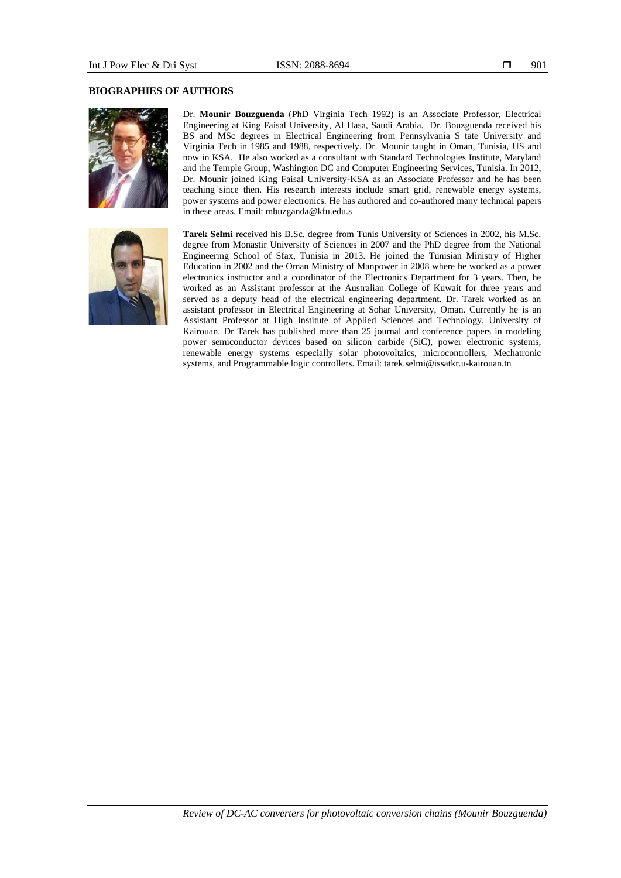## BIOGRAPHIES OF AUTHORS

Dr. **Mounir Bouzguenda** (PhD Virginia Tech 1992) is an Associate Professor, Electrical Engineering at King Faisal University, Al Hasa, Saudi Arabia. Dr. Bouzguenda received his BS and MSc degrees in Electrical Engineering from Pennsylvania S tate University and Virginia Tech in 1985 and 1988, respectively. Dr. Mounir taught in Oman, Tunisia, US and now in KSA. He also worked as a consultant with Standard Technologies Institute, Maryland and the Temple Group, Washington DC and Computer Engineering Services, Tunisia. In 2012, Dr. Mounir joined King Faisal University-KSA as an Associate Professor and he has been teaching since then. His research interests include smart grid, renewable energy systems, power systems and power electronics. He has authored and co-authored many technical papers in these areas. Email: mbuzganda@kfu.edu.s

**Tarek Selmi** received his B.Sc. degree from Tunis University of Sciences in 2002, his M.Sc. degree from Monastir University of Sciences in 2007 and the PhD degree from the National Engineering School of Sfax, Tunisia in 2013. He joined the Tunisian Ministry of Higher Education in 2002 and the Oman Ministry of Manpower in 2008 where he worked as a power electronics instructor and a coordinator of the Electronics Department for 3 years. Then, he worked as an Assistant professor at the Australian College of Kuwait for three years and served as a deputy head of the electrical engineering department. Dr. Tarek worked as an assistant professor in Electrical Engineering at Sohar University, Oman. Currently he is an Assistant Professor at High Institute of Applied Sciences and Technology, University of Kairouan. Dr Tarek has published more than 25 journal and conference papers in modeling power semiconductor devices based on silicon carbide (SiC), power electronic systems, renewable energy systems especially solar photovoltaics, microcontrollers, Mechatronic systems, and Programmable logic controllers. Email: tarek.selmi@issatkr.u-kairouan.tn